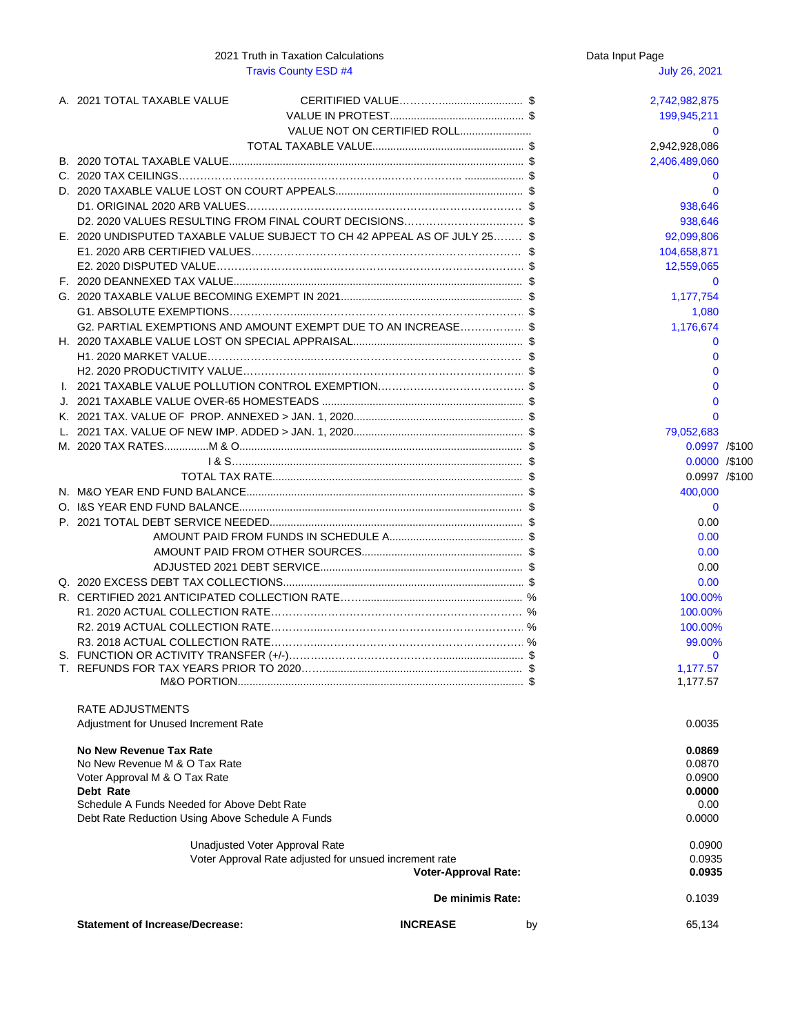2021 Truth in Taxation Calculations — Data Input Page

Travis County ESD #4 — July 26, 2021

| Item | Description | Unit | Value |
|---|---|---|---|
| A. | 2021 TOTAL TAXABLE VALUE — CERIFITIED VALUE | $ | 2,742,982,875 |
| | VALUE IN PROTEST | $ | 199,945,211 |
| | VALUE NOT ON CERTIFIED ROLL | | 0 |
| | TOTAL TAXABLE VALUE | $ | 2,942,928,086 |
| B. | 2020 TOTAL TAXABLE VALUE | $ | 2,406,489,060 |
| C. | 2020 TAX CEILINGS | $ | 0 |
| D. | 2020 TAXABLE VALUE LOST ON COURT APPEALS | $ | 0 |
| | D1. ORIGINAL 2020 ARB VALUES | $ | 938,646 |
| | D2. 2020 VALUES RESULTING FROM FINAL COURT DECISIONS | $ | 938,646 |
| E. | 2020 UNDISPUTED TAXABLE VALUE SUBJECT TO CH 42 APPEAL AS OF JULY 25 | $ | 92,099,806 |
| | E1. 2020 ARB CERTIFIED VALUES | $ | 104,658,871 |
| | E2. 2020 DISPUTED VALUE | $ | 12,559,065 |
| F. | 2020 DEANNEXED TAX VALUE | $ | 0 |
| G. | 2020 TAXABLE VALUE BECOMING EXEMPT IN 2021 | $ | 1,177,754 |
| | G1. ABSOLUTE EXEMPTIONS | $ | 1,080 |
| | G2. PARTIAL EXEMPTIONS AND AMOUNT EXEMPT DUE TO AN INCREASE | $ | 1,176,674 |
| H. | 2020 TAXABLE VALUE LOST ON SPECIAL APPRAISAL | $ | 0 |
| | H1. 2020 MARKET VALUE | $ | 0 |
| | H2. 2020 PRODUCTIVITY VALUE | $ | 0 |
| I. | 2021 TAXABLE VALUE POLLUTION CONTROL EXEMPTION | $ | 0 |
| J. | 2021 TAXABLE VALUE OVER-65 HOMESTEADS | $ | 0 |
| K. | 2021 TAX. VALUE OF PROP. ANNEXED > JAN. 1, 2020 | $ | 0 |
| L. | 2021 TAX. VALUE OF NEW IMP. ADDED > JAN. 1, 2020 | $ | 79,052,683 |
| M. | 2020 TAX RATES — M & O | $ | 0.0997 /$100 |
| | I & S | $ | 0.0000 /$100 |
| | TOTAL TAX RATE | $ | 0.0997 /$100 |
| N. | M&O YEAR END FUND BALANCE | $ | 400,000 |
| O. | I&S YEAR END FUND BALANCE | $ | 0 |
| P. | 2021 TOTAL DEBT SERVICE NEEDED | $ | 0.00 |
| | AMOUNT PAID FROM FUNDS IN SCHEDULE A | $ | 0.00 |
| | AMOUNT PAID FROM OTHER SOURCES | $ | 0.00 |
| | ADJUSTED 2021 DEBT SERVICE | $ | 0.00 |
| Q. | 2020 EXCESS DEBT TAX COLLECTIONS | $ | 0.00 |
| R. | CERTIFIED 2021 ANTICIPATED COLLECTION RATE | % | 100.00% |
| | R1. 2020 ACTUAL COLLECTION RATE | % | 100.00% |
| | R2. 2019 ACTUAL COLLECTION RATE | % | 100.00% |
| | R3. 2018 ACTUAL COLLECTION RATE | % | 99.00% |
| S. | FUNCTION OR ACTIVITY TRANSFER (+/-) | $ | 0 |
| T. | REFUNDS FOR TAX YEARS PRIOR TO 2020 | $ | 1,177.57 |
| | M&O PORTION | $ | 1,177.57 |

RATE ADJUSTMENTS

| | |
|---|---|
| Adjustment for Unused Increment Rate | 0.0035 |
| **No New Revenue Tax Rate** | **0.0869** |
| No New Revenue M & O Tax Rate | 0.0870 |
| Voter Approval M & O Tax Rate | 0.0900 |
| **Debt Rate** | **0.0000** |
| Schedule A Funds Needed for Above Debt Rate | 0.00 |
| Debt Rate Reduction Using Above Schedule A Funds | 0.0000 |
| Unadjusted Voter Approval Rate | 0.0900 |
| Voter Approval Rate adjusted for unsued increment rate | 0.0935 |
| **Voter-Approval Rate:** | **0.0935** |
| **De minimis Rate:** | 0.1039 |

**Statement of Increase/Decrease:** **INCREASE** by 65,134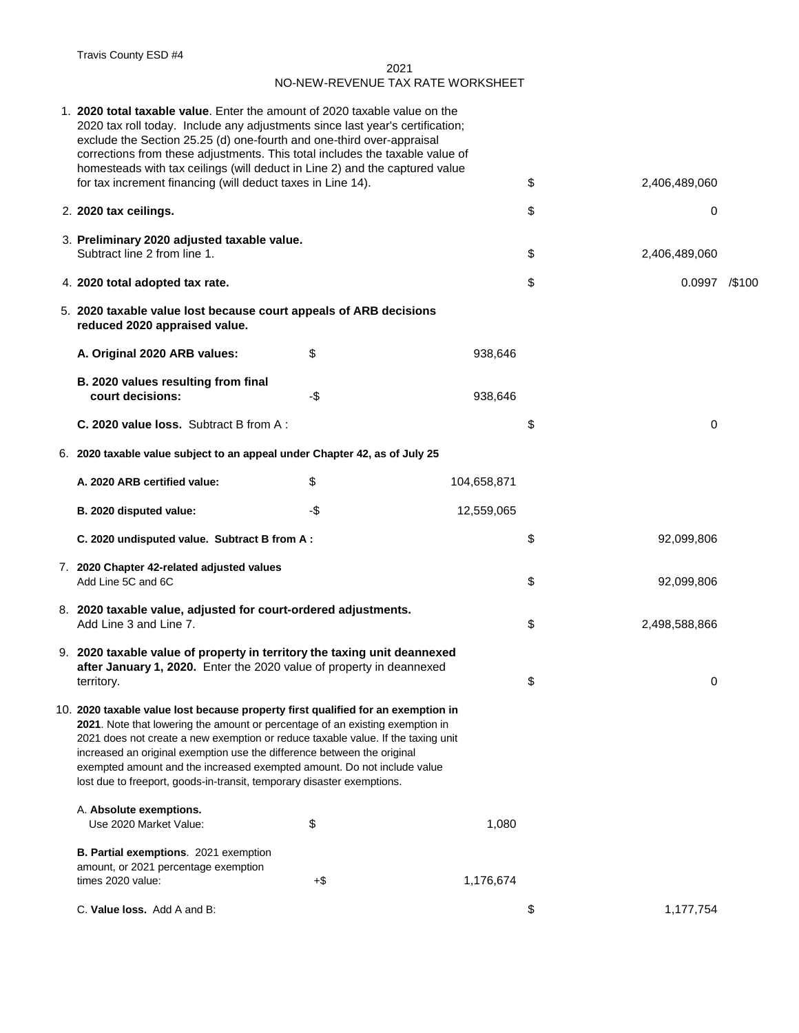Travis County ESD #4

2021

NO-NEW-REVENUE TAX RATE WORKSHEET

| | | | | |
|---|---|---|---|---|
| 1. **2020 total taxable value**. Enter the amount of 2020 taxable value on the 2020 tax roll today. Include any adjustments since last year's certification; exclude the Section 25.25 (d) one-fourth and one-third over-appraisal corrections from these adjustments. This total includes the taxable value of homesteads with tax ceilings (will deduct in Line 2) and the captured value for tax increment financing (will deduct taxes in Line 14). | | | $ | 2,406,489,060 |
| 2. **2020 tax ceilings.** | | | $ | 0 |
| 3. **Preliminary 2020 adjusted taxable value.** Subtract line 2 from line 1. | | | $ | 2,406,489,060 |
| 4. **2020 total adopted tax rate.** | | | $ | 0.0997 /$100 |
| 5. **2020 taxable value lost because court appeals of ARB decisions reduced 2020 appraised value.** | | | | |
| **A. Original 2020 ARB values:** | $ | 938,646 | | |
| **B. 2020 values resulting from final court decisions:** | -$ | 938,646 | | |
| **C. 2020 value loss.** Subtract B from A : | | | $ | 0 |
| 6. **2020 taxable value subject to an appeal under Chapter 42, as of July 25** | | | | |
| **A. 2020 ARB certified value:** | $ | 104,658,871 | | |
| **B. 2020 disputed value:** | -$ | 12,559,065 | | |
| **C. 2020 undisputed value. Subtract B from A :** | | | $ | 92,099,806 |
| 7. **2020 Chapter 42-related adjusted values** Add Line 5C and 6C | | | $ | 92,099,806 |
| 8. **2020 taxable value, adjusted for court-ordered adjustments.** Add Line 3 and Line 7. | | | $ | 2,498,588,866 |
| 9. **2020 taxable value of property in territory the taxing unit deannexed after January 1, 2020.** Enter the 2020 value of property in deannexed territory. | | | $ | 0 |
| 10. **2020 taxable value lost because property first qualified for an exemption in 2021**. Note that lowering the amount or percentage of an existing exemption in 2021 does not create a new exemption or reduce taxable value. If the taxing unit increased an original exemption use the difference between the original exempted amount and the increased exempted amount. Do not include value lost due to freeport, goods-in-transit, temporary disaster exemptions. | | | | |
| A. **Absolute exemptions.** Use 2020 Market Value: | $ | 1,080 | | |
| **B. Partial exemptions**. 2021 exemption amount, or 2021 percentage exemption times 2020 value: | +$ | 1,176,674 | | |
| C. **Value loss.** Add A and B: | | | $ | 1,177,754 |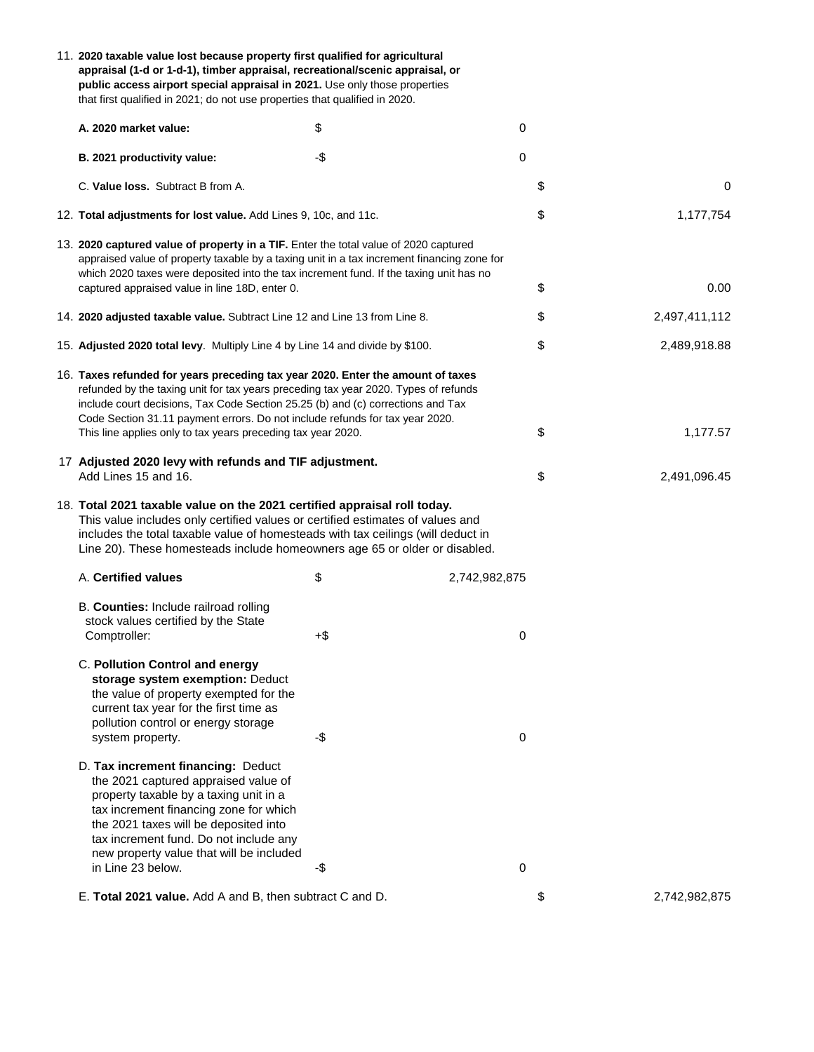11. **2020 taxable value lost because property first qualified for agricultural appraisal (1-d or 1-d-1), timber appraisal, recreational/scenic appraisal, or public access airport special appraisal in 2021.** Use only those properties that first qualified in 2021; do not use properties that qualified in 2020.

| | | | | |
|---|---|---|---|---|
| **A. 2020 market value:** | $ | 0 | | |
| **B. 2021 productivity value:** | -$ | 0 | | |
| C. **Value loss.** Subtract B from A. | | | $ | 0 |

12. **Total adjustments for lost value.** Add Lines 9, 10c, and 11c. — $ 1,177,754

13. **2020 captured value of property in a TIF.** Enter the total value of 2020 captured appraised value of property taxable by a taxing unit in a tax increment financing zone for which 2020 taxes were deposited into the tax increment fund. If the taxing unit has no captured appraised value in line 18D, enter 0. — $ 0.00

14. **2020 adjusted taxable value.** Subtract Line 12 and Line 13 from Line 8. — $ 2,497,411,112

15. **Adjusted 2020 total levy**. Multiply Line 4 by Line 14 and divide by $100. — $ 2,489,918.88

16. **Taxes refunded for years preceding tax year 2020. Enter the amount of taxes** refunded by the taxing unit for tax years preceding tax year 2020. Types of refunds include court decisions, Tax Code Section 25.25 (b) and (c) corrections and Tax Code Section 31.11 payment errors. Do not include refunds for tax year 2020. This line applies only to tax years preceding tax year 2020. — $ 1,177.57

17. **Adjusted 2020 levy with refunds and TIF adjustment.** Add Lines 15 and 16. — $ 2,491,096.45

18. **Total 2021 taxable value on the 2021 certified appraisal roll today.** This value includes only certified values or certified estimates of values and includes the total taxable value of homesteads with tax ceilings (will deduct in Line 20). These homesteads include homeowners age 65 or older or disabled.

| | | | | |
|---|---|---|---|---|
| A. **Certified values** | $ | 2,742,982,875 | | |
| B. **Counties:** Include railroad rolling stock values certified by the State Comptroller: | +$ | 0 | | |
| C. **Pollution Control and energy storage system exemption:** Deduct the value of property exempted for the current tax year for the first time as pollution control or energy storage system property. | -$ | 0 | | |
| D. **Tax increment financing:** Deduct the 2021 captured appraised value of property taxable by a taxing unit in a tax increment financing zone for which the 2021 taxes will be deposited into tax increment fund. Do not include any new property value that will be included in Line 23 below. | -$ | 0 | | |
| E. **Total 2021 value.** Add A and B, then subtract C and D. | | | $ | 2,742,982,875 |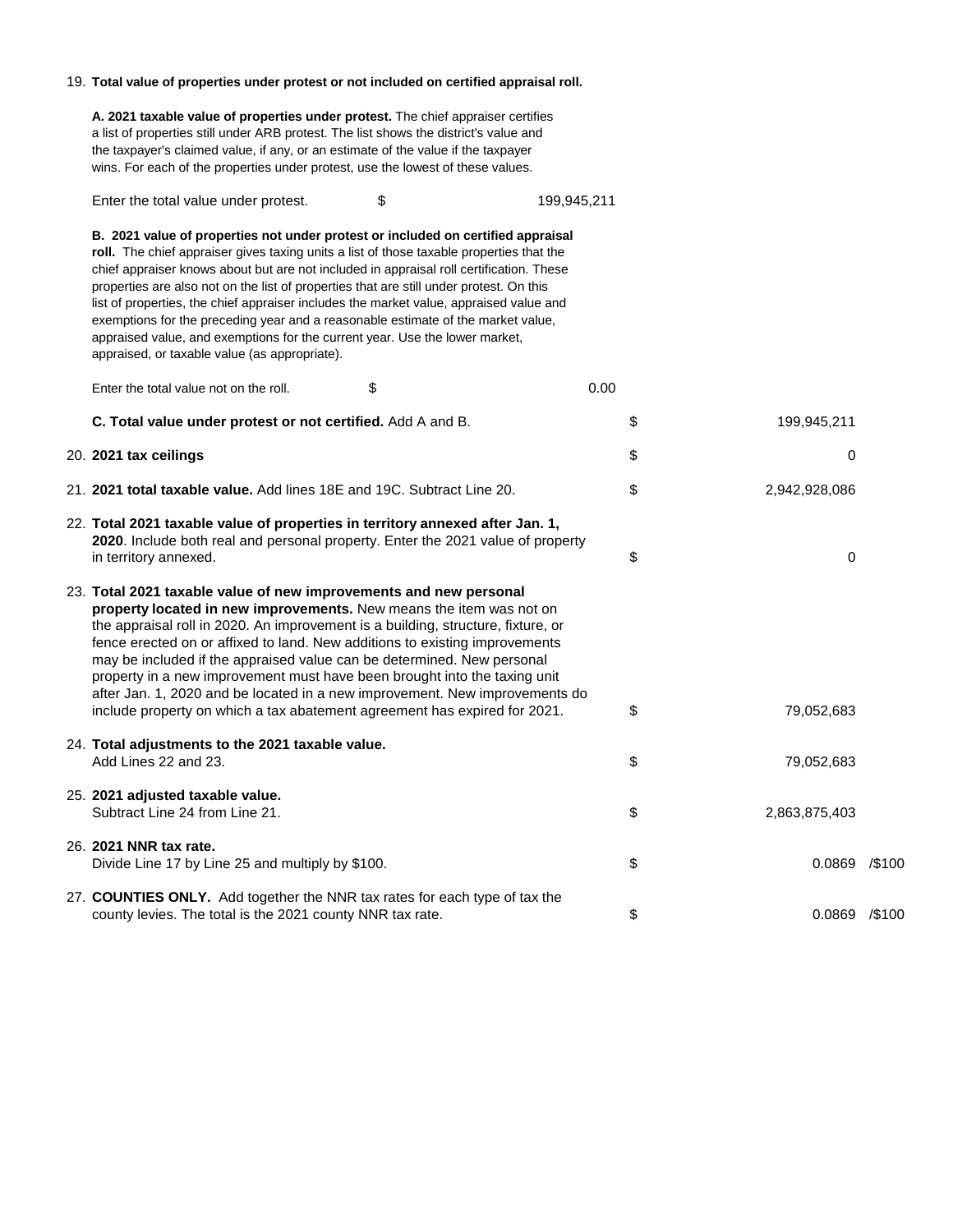19. **Total value of properties under protest or not included on certified appraisal roll.**

**A. 2021 taxable value of properties under protest.** The chief appraiser certifies a list of properties still under ARB protest. The list shows the district's value and the taxpayer's claimed value, if any, or an estimate of the value if the taxpayer wins. For each of the properties under protest, use the lowest of these values.

Enter the total value under protest. $ 199,945,211

**B. 2021 value of properties not under protest or included on certified appraisal roll.** The chief appraiser gives taxing units a list of those taxable properties that the chief appraiser knows about but are not included in appraisal roll certification. These properties are also not on the list of properties that are still under protest. On this list of properties, the chief appraiser includes the market value, appraised value and exemptions for the preceding year and a reasonable estimate of the market value, appraised value, and exemptions for the current year. Use the lower market, appraised, or taxable value (as appropriate).

Enter the total value not on the roll. $ 0.00

| | | | |
|---|---|---|---|
| | **C. Total value under protest or not certified.** Add A and B. | $ | 199,945,211 |
| 20. | **2021 tax ceilings** | $ | 0 |
| 21. | **2021 total taxable value.** Add lines 18E and 19C. Subtract Line 20. | $ | 2,942,928,086 |
| 22. | **Total 2021 taxable value of properties in territory annexed after Jan. 1, 2020**. Include both real and personal property. Enter the 2021 value of property in territory annexed. | $ | 0 |
| 23. | **Total 2021 taxable value of new improvements and new personal property located in new improvements.** New means the item was not on the appraisal roll in 2020. An improvement is a building, structure, fixture, or fence erected on or affixed to land. New additions to existing improvements may be included if the appraised value can be determined. New personal property in a new improvement must have been brought into the taxing unit after Jan. 1, 2020 and be located in a new improvement. New improvements do include property on which a tax abatement agreement has expired for 2021. | $ | 79,052,683 |
| 24. | **Total adjustments to the 2021 taxable value.** Add Lines 22 and 23. | $ | 79,052,683 |
| 25. | **2021 adjusted taxable value.** Subtract Line 24 from Line 21. | $ | 2,863,875,403 |
| 26. | **2021 NNR tax rate.** Divide Line 17 by Line 25 and multiply by $100. | $ | 0.0869 /$100 |
| 27. | **COUNTIES ONLY.** Add together the NNR tax rates for each type of tax the county levies. The total is the 2021 county NNR tax rate. | $ | 0.0869 /$100 |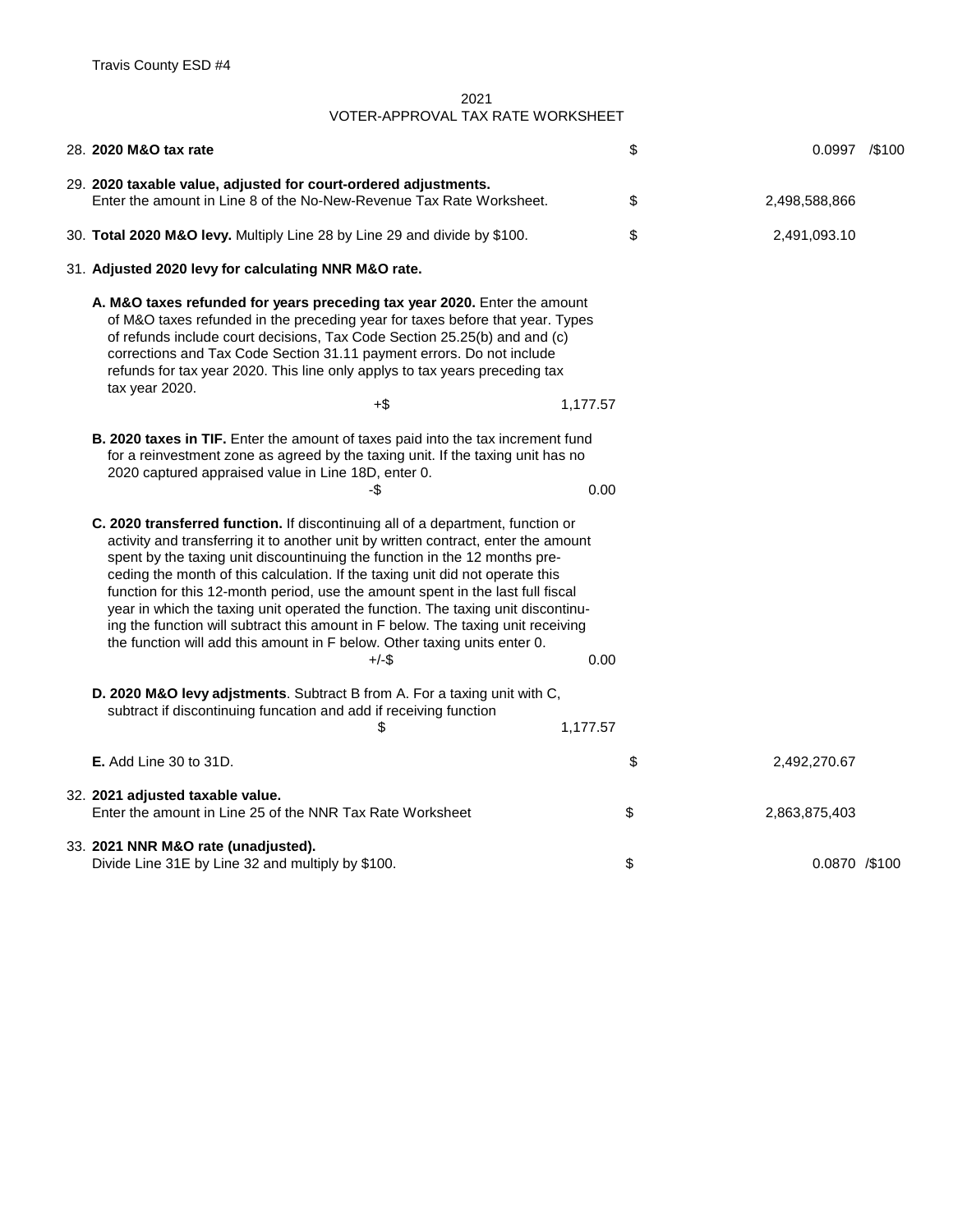Travis County ESD #4

## 2021
## VOTER-APPROVAL TAX RATE WORKSHEET

28. **2020 M&O tax rate** — $ 0.0997 /$100

29. **2020 taxable value, adjusted for court-ordered adjustments.**
Enter the amount in Line 8 of the No-New-Revenue Tax Rate Worksheet. — $ 2,498,588,866

30. **Total 2020 M&O levy.** Multiply Line 28 by Line 29 and divide by $100. — $ 2,491,093.10

31. **Adjusted 2020 levy for calculating NNR M&O rate.**

**A. M&O taxes refunded for years preceding tax year 2020.** Enter the amount of M&O taxes refunded in the preceding year for taxes before that year. Types of refunds include court decisions, Tax Code Section 25.25(b) and and (c) corrections and Tax Code Section 31.11 payment errors. Do not include refunds for tax year 2020. This line only applys to tax years preceding tax tax year 2020. — +$ 1,177.57

**B. 2020 taxes in TIF.** Enter the amount of taxes paid into the tax increment fund for a reinvestment zone as agreed by the taxing unit. If the taxing unit has no 2020 captured appraised value in Line 18D, enter 0. — -$ 0.00

**C. 2020 transferred function.** If discontinuing all of a department, function or activity and transferring it to another unit by written contract, enter the amount spent by the taxing unit discountinuing the function in the 12 months preceding the month of this calculation. If the taxing unit did not operate this function for this 12-month period, use the amount spent in the last full fiscal year in which the taxing unit operated the function. The taxing unit discontinuing the function will subtract this amount in F below. The taxing unit receiving the function will add this amount in F below. Other taxing units enter 0. — +/-$ 0.00

**D. 2020 M&O levy adjstments**. Subtract B from A. For a taxing unit with C, subtract if discontinuing funcation and add if receiving function — $ 1,177.57

**E.** Add Line 30 to 31D. — $ 2,492,270.67

32. **2021 adjusted taxable value.**
Enter the amount in Line 25 of the NNR Tax Rate Worksheet — $ 2,863,875,403

33. **2021 NNR M&O rate (unadjusted).**
Divide Line 31E by Line 32 and multiply by $100. — $ 0.0870 /$100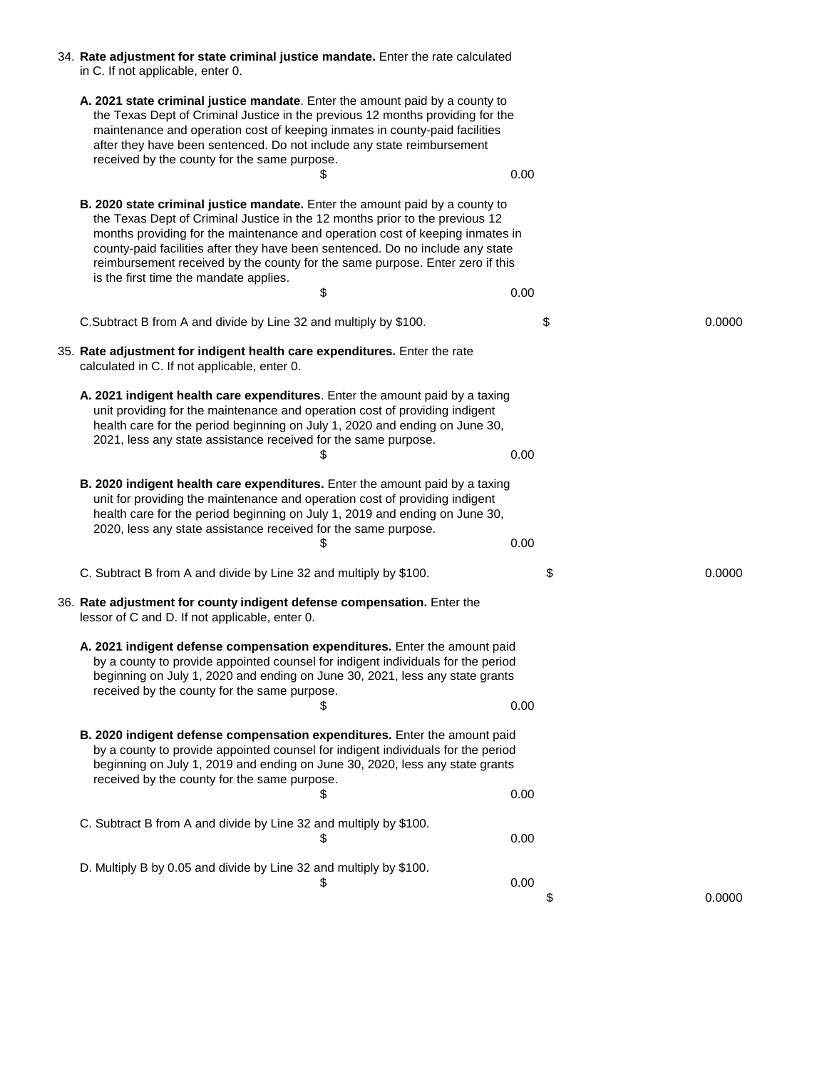34. **Rate adjustment for state criminal justice mandate.** Enter the rate calculated in C. If not applicable, enter 0.

   **A. 2021 state criminal justice mandate**. Enter the amount paid by a county to the Texas Dept of Criminal Justice in the previous 12 months providing for the maintenance and operation cost of keeping inmates in county-paid facilities after they have been sentenced. Do not include any state reimbursement received by the county for the same purpose. $ 0.00

   **B. 2020 state criminal justice mandate.** Enter the amount paid by a county to the Texas Dept of Criminal Justice in the 12 months prior to the previous 12 months providing for the maintenance and operation cost of keeping inmates in county-paid facilities after they have been sentenced. Do no include any state reimbursement received by the county for the same purpose. Enter zero if this is the first time the mandate applies. $ 0.00

   C.Subtract B from A and divide by Line 32 and multiply by $100. $ 0.0000

35. **Rate adjustment for indigent health care expenditures.** Enter the rate calculated in C. If not applicable, enter 0.

   **A. 2021 indigent health care expenditures**. Enter the amount paid by a taxing unit providing for the maintenance and operation cost of providing indigent health care for the period beginning on July 1, 2020 and ending on June 30, 2021, less any state assistance received for the same purpose. $ 0.00

   **B. 2020 indigent health care expenditures.** Enter the amount paid by a taxing unit for providing the maintenance and operation cost of providing indigent health care for the period beginning on July 1, 2019 and ending on June 30, 2020, less any state assistance received for the same purpose. $ 0.00

   C. Subtract B from A and divide by Line 32 and multiply by $100. $ 0.0000

36. **Rate adjustment for county indigent defense compensation.** Enter the lessor of C and D. If not applicable, enter 0.

   **A. 2021 indigent defense compensation expenditures.** Enter the amount paid by a county to provide appointed counsel for indigent individuals for the period beginning on July 1, 2020 and ending on June 30, 2021, less any state grants received by the county for the same purpose. $ 0.00

   **B. 2020 indigent defense compensation expenditures.** Enter the amount paid by a county to provide appointed counsel for indigent individuals for the period beginning on July 1, 2019 and ending on June 30, 2020, less any state grants received by the county for the same purpose. $ 0.00

   C. Subtract B from A and divide by Line 32 and multiply by $100. $ 0.00

   D. Multiply B by 0.05 and divide by Line 32 and multiply by $100. $ 0.00

   $ 0.0000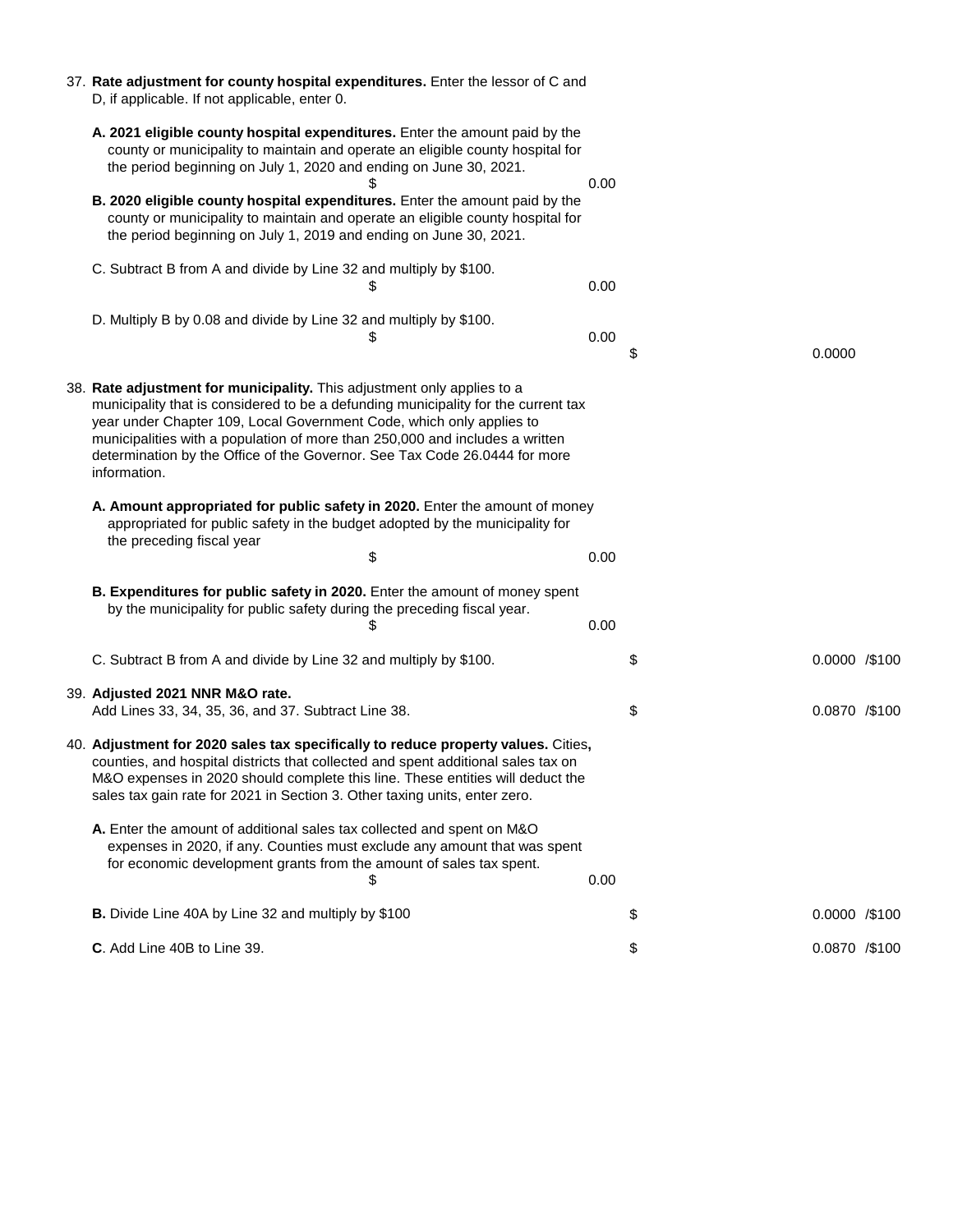37. **Rate adjustment for county hospital expenditures.** Enter the lessor of C and D, if applicable. If not applicable, enter 0.

| | | | |
|---|---|---|---|
| **A. 2021 eligible county hospital expenditures.** Enter the amount paid by the county or municipality to maintain and operate an eligible county hospital for the period beginning on July 1, 2020 and ending on June 30, 2021. $ | 0.00 | | |
| **B. 2020 eligible county hospital expenditures.** Enter the amount paid by the county or municipality to maintain and operate an eligible county hospital for the period beginning on July 1, 2019 and ending on June 30, 2021. | | | |
| C. Subtract B from A and divide by Line 32 and multiply by $100. $ | 0.00 | | |
| D. Multiply B by 0.08 and divide by Line 32 and multiply by $100. $ | 0.00 | $ | 0.0000 |

38. **Rate adjustment for municipality.** This adjustment only applies to a municipality that is considered to be a defunding municipality for the current tax year under Chapter 109, Local Government Code, which only applies to municipalities with a population of more than 250,000 and includes a written determination by the Office of the Governor. See Tax Code 26.0444 for more information.

| | | | |
|---|---|---|---|
| **A. Amount appropriated for public safety in 2020.** Enter the amount of money appropriated for public safety in the budget adopted by the municipality for the preceding fiscal year $ | 0.00 | | |
| **B. Expenditures for public safety in 2020.** Enter the amount of money spent by the municipality for public safety during the preceding fiscal year. $ | 0.00 | | |
| C. Subtract B from A and divide by Line 32 and multiply by $100. | | $ | 0.0000 /$100 |

39. **Adjusted 2021 NNR M&O rate.**
Add Lines 33, 34, 35, 36, and 37. Subtract Line 38. $ 0.0870 /$100

40. **Adjustment for 2020 sales tax specifically to reduce property values.** Cities**,** counties, and hospital districts that collected and spent additional sales tax on M&O expenses in 2020 should complete this line. These entities will deduct the sales tax gain rate for 2021 in Section 3. Other taxing units, enter zero.

| | | | |
|---|---|---|---|
| **A.** Enter the amount of additional sales tax collected and spent on M&O expenses in 2020, if any. Counties must exclude any amount that was spent for economic development grants from the amount of sales tax spent. $ | 0.00 | | |
| **B.** Divide Line 40A by Line 32 and multiply by $100 | | $ | 0.0000 /$100 |
| **C**. Add Line 40B to Line 39. | | $ | 0.0870 /$100 |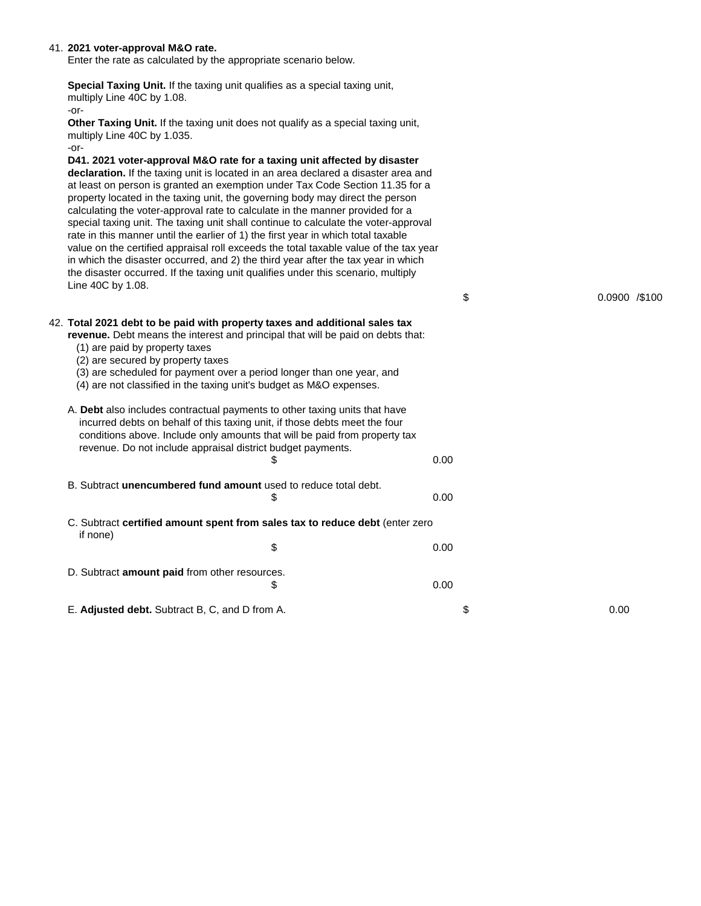41. **2021 voter-approval M&O rate.**
Enter the rate as calculated by the appropriate scenario below.

**Special Taxing Unit.** If the taxing unit qualifies as a special taxing unit, multiply Line 40C by 1.08.
-or-
**Other Taxing Unit.** If the taxing unit does not qualify as a special taxing unit, multiply Line 40C by 1.035.
-or-
**D41. 2021 voter-approval M&O rate for a taxing unit affected by disaster declaration.** If the taxing unit is located in an area declared a disaster area and at least on person is granted an exemption under Tax Code Section 11.35 for a property located in the taxing unit, the governing body may direct the person calculating the voter-approval rate to calculate in the manner provided for a special taxing unit. The taxing unit shall continue to calculate the voter-approval rate in this manner until the earlier of 1) the first year in which total taxable value on the certified appraisal roll exceeds the total taxable value of the tax year in which the disaster occurred, and 2) the third year after the tax year in which the disaster occurred. If the taxing unit qualifies under this scenario, multiply Line 40C by 1.08.

$ 0.0900 /$100

42. **Total 2021 debt to be paid with property taxes and additional sales tax revenue.** Debt means the interest and principal that will be paid on debts that:
(1) are paid by property taxes
(2) are secured by property taxes
(3) are scheduled for payment over a period longer than one year, and
(4) are not classified in the taxing unit's budget as M&O expenses.

A. **Debt** also includes contractual payments to other taxing units that have incurred debts on behalf of this taxing unit, if those debts meet the four conditions above. Include only amounts that will be paid from property tax revenue. Do not include appraisal district budget payments.
$ 0.00

B. Subtract **unencumbered fund amount** used to reduce total debt.
$ 0.00

C. Subtract **certified amount spent from sales tax to reduce debt** (enter zero if none)
$ 0.00

D. Subtract **amount paid** from other resources.
$ 0.00

E. **Adjusted debt.** Subtract B, C, and D from A. $ 0.00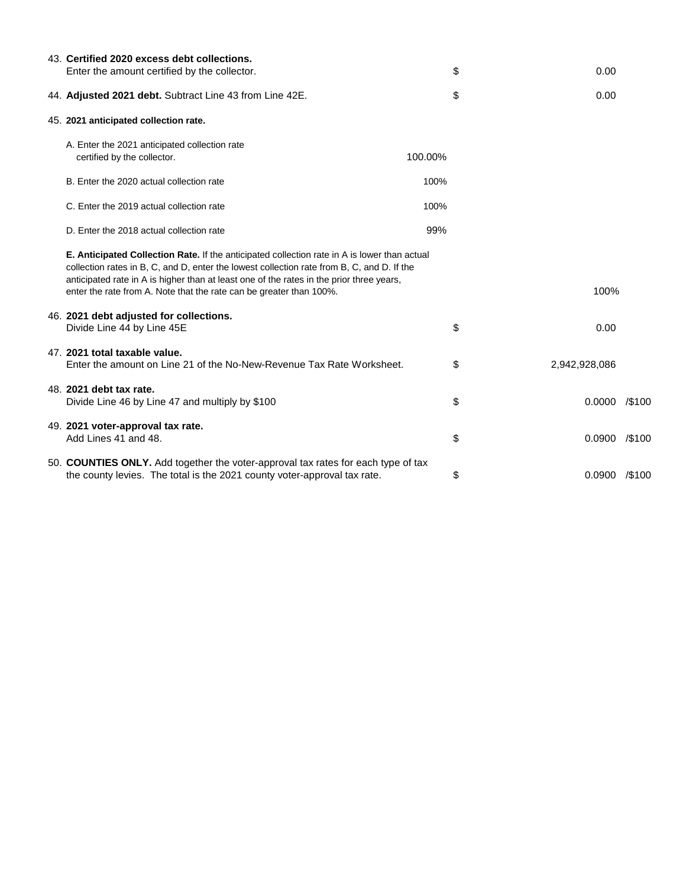| | | | | |
|---|---|---|---|---|
| 43. **Certified 2020 excess debt collections.** Enter the amount certified by the collector. | | $ | 0.00 | |
| 44. **Adjusted 2021 debt.** Subtract Line 43 from Line 42E. | | $ | 0.00 | |
| 45. **2021 anticipated collection rate.** | | | | |
| A. Enter the 2021 anticipated collection rate certified by the collector. | 100.00% | | | |
| B. Enter the 2020 actual collection rate | 100% | | | |
| C. Enter the 2019 actual collection rate | 100% | | | |
| D. Enter the 2018 actual collection rate | 99% | | | |
| **E. Anticipated Collection Rate.** If the anticipated collection rate in A is lower than actual collection rates in B, C, and D, enter the lowest collection rate from B, C, and D. If the anticipated rate in A is higher than at least one of the rates in the prior three years, enter the rate from A. Note that the rate can be greater than 100%. | | | 100% | |
| 46. **2021 debt adjusted for collections.** Divide Line 44 by Line 45E | | $ | 0.00 | |
| 47. **2021 total taxable value.** Enter the amount on Line 21 of the No-New-Revenue Tax Rate Worksheet. | | $ | 2,942,928,086 | |
| 48. **2021 debt tax rate.** Divide Line 46 by Line 47 and multiply by $100 | | $ | 0.0000 | /$100 |
| 49. **2021 voter-approval tax rate.** Add Lines 41 and 48. | | $ | 0.0900 | /$100 |
| 50. **COUNTIES ONLY.** Add together the voter-approval tax rates for each type of tax the county levies. The total is the 2021 county voter-approval tax rate. | | $ | 0.0900 | /$100 |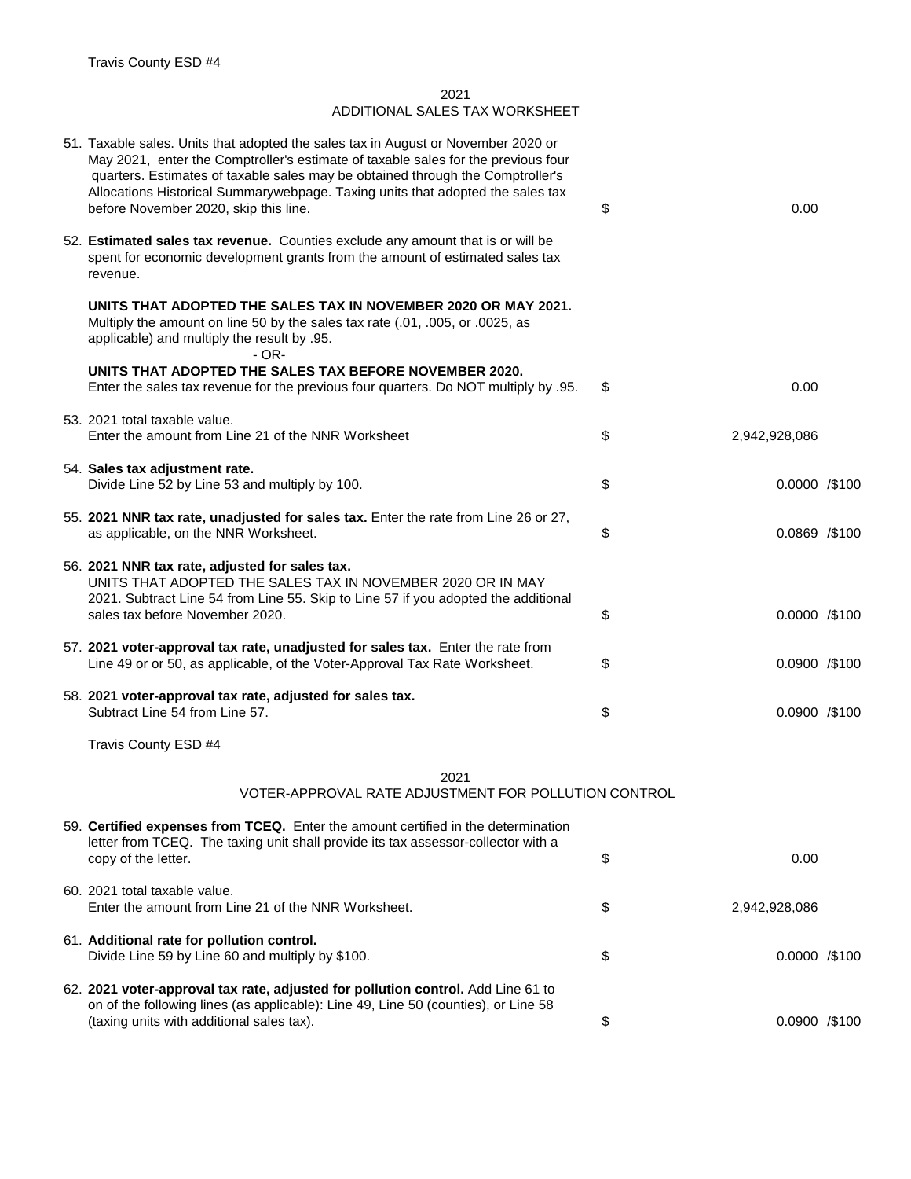Travis County ESD #4

## 2021
## ADDITIONAL SALES TAX WORKSHEET

| | | |
|---|---|---|
| 51. Taxable sales. Units that adopted the sales tax in August or November 2020 or May 2021, enter the Comptroller's estimate of taxable sales for the previous four quarters. Estimates of taxable sales may be obtained through the Comptroller's Allocations Historical Summarywebpage. Taxing units that adopted the sales tax before November 2020, skip this line. | $ | 0.00 |
| 52. **Estimated sales tax revenue.** Counties exclude any amount that is or will be spent for economic development grants from the amount of estimated sales tax revenue.<br><br>**UNITS THAT ADOPTED THE SALES TAX IN NOVEMBER 2020 OR MAY 2021.** Multiply the amount on line 50 by the sales tax rate (.01, .005, or .0025, as applicable) and multiply the result by .95.<br>- OR-<br>**UNITS THAT ADOPTED THE SALES TAX BEFORE NOVEMBER 2020.** Enter the sales tax revenue for the previous four quarters. Do NOT multiply by .95. | $ | 0.00 |
| 53. 2021 total taxable value. Enter the amount from Line 21 of the NNR Worksheet | $ | 2,942,928,086 |
| 54. **Sales tax adjustment rate.** Divide Line 52 by Line 53 and multiply by 100. | $ | 0.0000 /$100 |
| 55. **2021 NNR tax rate, unadjusted for sales tax.** Enter the rate from Line 26 or 27, as applicable, on the NNR Worksheet. | $ | 0.0869 /$100 |
| 56. **2021 NNR tax rate, adjusted for sales tax.** UNITS THAT ADOPTED THE SALES TAX IN NOVEMBER 2020 OR IN MAY 2021. Subtract Line 54 from Line 55. Skip to Line 57 if you adopted the additional sales tax before November 2020. | $ | 0.0000 /$100 |
| 57. **2021 voter-approval tax rate, unadjusted for sales tax.** Enter the rate from Line 49 or or 50, as applicable, of the Voter-Approval Tax Rate Worksheet. | $ | 0.0900 /$100 |
| 58. **2021 voter-approval tax rate, adjusted for sales tax.** Subtract Line 54 from Line 57. | $ | 0.0900 /$100 |

Travis County ESD #4

## 2021
## VOTER-APPROVAL RATE ADJUSTMENT FOR POLLUTION CONTROL

| | | |
|---|---|---|
| 59. **Certified expenses from TCEQ.** Enter the amount certified in the determination letter from TCEQ. The taxing unit shall provide its tax assessor-collector with a copy of the letter. | $ | 0.00 |
| 60. 2021 total taxable value. Enter the amount from Line 21 of the NNR Worksheet. | $ | 2,942,928,086 |
| 61. **Additional rate for pollution control.** Divide Line 59 by Line 60 and multiply by $100. | $ | 0.0000 /$100 |
| 62. **2021 voter-approval tax rate, adjusted for pollution control.** Add Line 61 to on of the following lines (as applicable): Line 49, Line 50 (counties), or Line 58 (taxing units with additional sales tax). | $ | 0.0900 /$100 |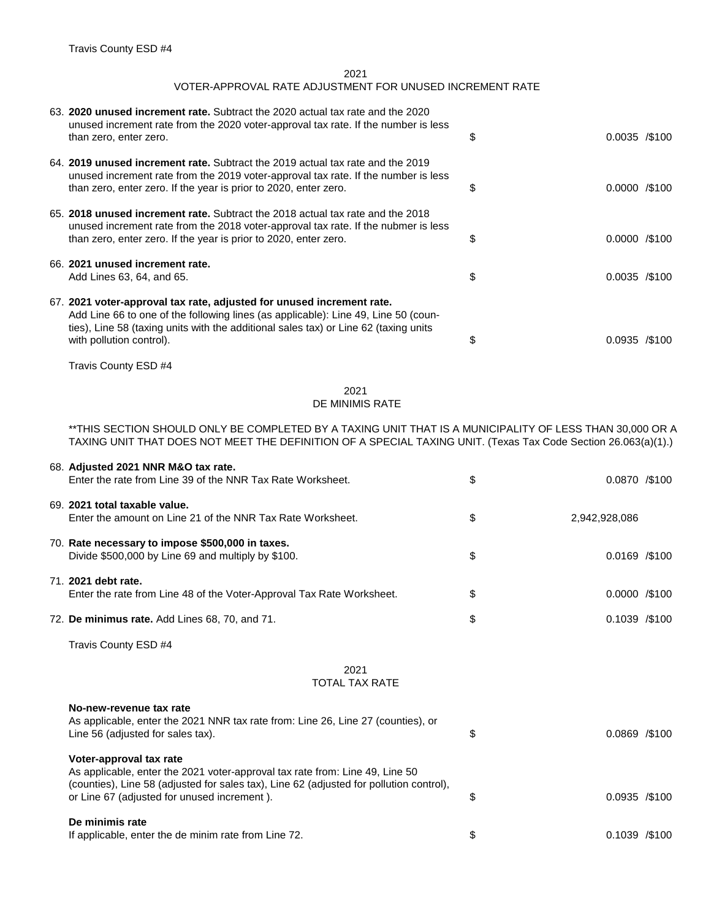Travis County ESD #4

## 2021
## VOTER-APPROVAL RATE ADJUSTMENT FOR UNUSED INCREMENT RATE

| | | |
|---|---|---|
| 63. **2020 unused increment rate.** Subtract the 2020 actual tax rate and the 2020 unused increment rate from the 2020 voter-approval tax rate. If the number is less than zero, enter zero. | $ | 0.0035 /$100 |
| 64. **2019 unused increment rate.** Subtract the 2019 actual tax rate and the 2019 unused increment rate from the 2019 voter-approval tax rate. If the number is less than zero, enter zero. If the year is prior to 2020, enter zero. | $ | 0.0000 /$100 |
| 65. **2018 unused increment rate.** Subtract the 2018 actual tax rate and the 2018 unused increment rate from the 2018 voter-approval tax rate. If the nubmer is less than zero, enter zero. If the year is prior to 2020, enter zero. | $ | 0.0000 /$100 |
| 66. **2021 unused increment rate.** Add Lines 63, 64, and 65. | $ | 0.0035 /$100 |
| 67. **2021 voter-approval tax rate, adjusted for unused increment rate.** Add Line 66 to one of the following lines (as applicable): Line 49, Line 50 (counties), Line 58 (taxing units with the additional sales tax) or Line 62 (taxing units with pollution control). | $ | 0.0935 /$100 |

Travis County ESD #4

## 2021
## DE MINIMIS RATE

**THIS SECTION SHOULD ONLY BE COMPLETED BY A TAXING UNIT THAT IS A MUNICIPALITY OF LESS THAN 30,000 OR A TAXING UNIT THAT DOES NOT MEET THE DEFINITION OF A SPECIAL TAXING UNIT. (Texas Tax Code Section 26.063(a)(1).)

| | | |
|---|---|---|
| 68. **Adjusted 2021 NNR M&O tax rate.** Enter the rate from Line 39 of the NNR Tax Rate Worksheet. | $ | 0.0870 /$100 |
| 69. **2021 total taxable value.** Enter the amount on Line 21 of the NNR Tax Rate Worksheet. | $ | 2,942,928,086 |
| 70. **Rate necessary to impose $500,000 in taxes.** Divide $500,000 by Line 69 and multiply by $100. | $ | 0.0169 /$100 |
| 71. **2021 debt rate.** Enter the rate from Line 48 of the Voter-Approval Tax Rate Worksheet. | $ | 0.0000 /$100 |
| 72. **De minimus rate.** Add Lines 68, 70, and 71. | $ | 0.1039 /$100 |

Travis County ESD #4

## 2021
## TOTAL TAX RATE

| | | |
|---|---|---|
| **No-new-revenue tax rate** As applicable, enter the 2021 NNR tax rate from: Line 26, Line 27 (counties), or Line 56 (adjusted for sales tax). | $ | 0.0869 /$100 |
| **Voter-approval tax rate** As applicable, enter the 2021 voter-approval tax rate from: Line 49, Line 50 (counties), Line 58 (adjusted for sales tax), Line 62 (adjusted for pollution control), or Line 67 (adjusted for unused increment ). | $ | 0.0935 /$100 |
| **De minimis rate** If applicable, enter the de minim rate from Line 72. | $ | 0.1039 /$100 |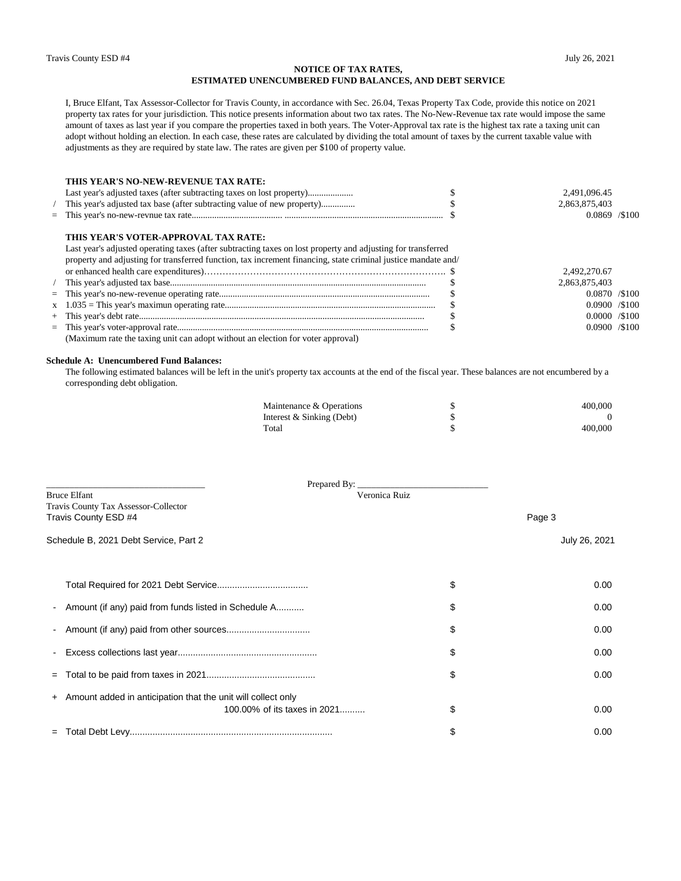Travis County ESD #4

July 26, 2021

## NOTICE OF TAX RATES, ESTIMATED UNENCUMBERED FUND BALANCES, AND DEBT SERVICE

I, Bruce Elfant, Tax Assessor-Collector for Travis County, in accordance with Sec. 26.04, Texas Property Tax Code, provide this notice on 2021 property tax rates for your jurisdiction. This notice presents information about two tax rates. The No-New-Revenue tax rate would impose the same amount of taxes as last year if you compare the properties taxed in both years. The Voter-Approval tax rate is the highest tax rate a taxing unit can adopt without holding an election. In each case, these rates are calculated by dividing the total amount of taxes by the current taxable value with adjustments as they are required by state law. The rates are given per $100 of property value.

### THIS YEAR'S NO-NEW-REVENUE TAX RATE:

| | | | |
|---|---|---|---|
| | Last year's adjusted taxes (after subtracting taxes on lost property)................... | $ | 2,491,096.45 |
| / | This year's adjusted tax base (after subtracting value of new property)............... | $ | 2,863,875,403 |
| = | This year's no-new-revnue tax rate......................................... ..................................................................... | $ | 0.0869 /$100 |

### THIS YEAR'S VOTER-APPROVAL TAX RATE:

| | | | |
|---|---|---|---|
| | Last year's adjusted operating taxes (after subtracting taxes on lost property and adjusting for transferred property and adjusting for transferred function, tax increment financing, state criminal justice mandate and/ or enhanced health care expenditures)……………………………………………………………… | $ | 2,492,270.67 |
| / | This year's adjusted tax base................................................................................................. | $ | 2,863,875,403 |
| = | This year's no-new-revenue operating rate............................................................................ | $ | 0.0870 /$100 |
| x | 1.035 = This year's maximun operating rate............................................................................ | $ | 0.0900 /$100 |
| + | This year's debt rate.............................................................................................................. | $ | 0.0000 /$100 |
| = | This year's voter-approval rate.............................................................................................. | $ | 0.0900 /$100 |

(Maximum rate the taxing unit can adopt without an election for voter approval)

**Schedule A: Unencumbered Fund Balances:**

The following estimated balances will be left in the unit's property tax accounts at the end of the fiscal year. These balances are not encumbered by a corresponding debt obligation.

| | | |
|---|---|---|
| Maintenance & Operations | $ | 400,000 |
| Interest & Sinking (Debt) | $ | 0 |
| Total | $ | 400,000 |

_________________________________ Prepared By: ____________________________

Bruce Elfant
Travis County Tax Assessor-Collector

Veronica Ruiz

Travis County ESD #4

Schedule B, 2021 Debt Service, Part 2

July 26, 2021

| | | | |
|---|---|---|---|
| | Total Required for 2021 Debt Service.................................... | $ | 0.00 |
| - | Amount (if any) paid from funds listed in Schedule A........... | $ | 0.00 |
| - | Amount (if any) paid from other sources................................. | $ | 0.00 |
| - | Excess collections last year....................................................... | $ | 0.00 |
| = | Total to be paid from taxes in 2021........................................... | $ | 0.00 |
| + | Amount added in anticipation that the unit will collect only 100.00% of its taxes in 2021.......... | $ | 0.00 |
| = | Total Debt Levy................................................................................ | $ | 0.00 |